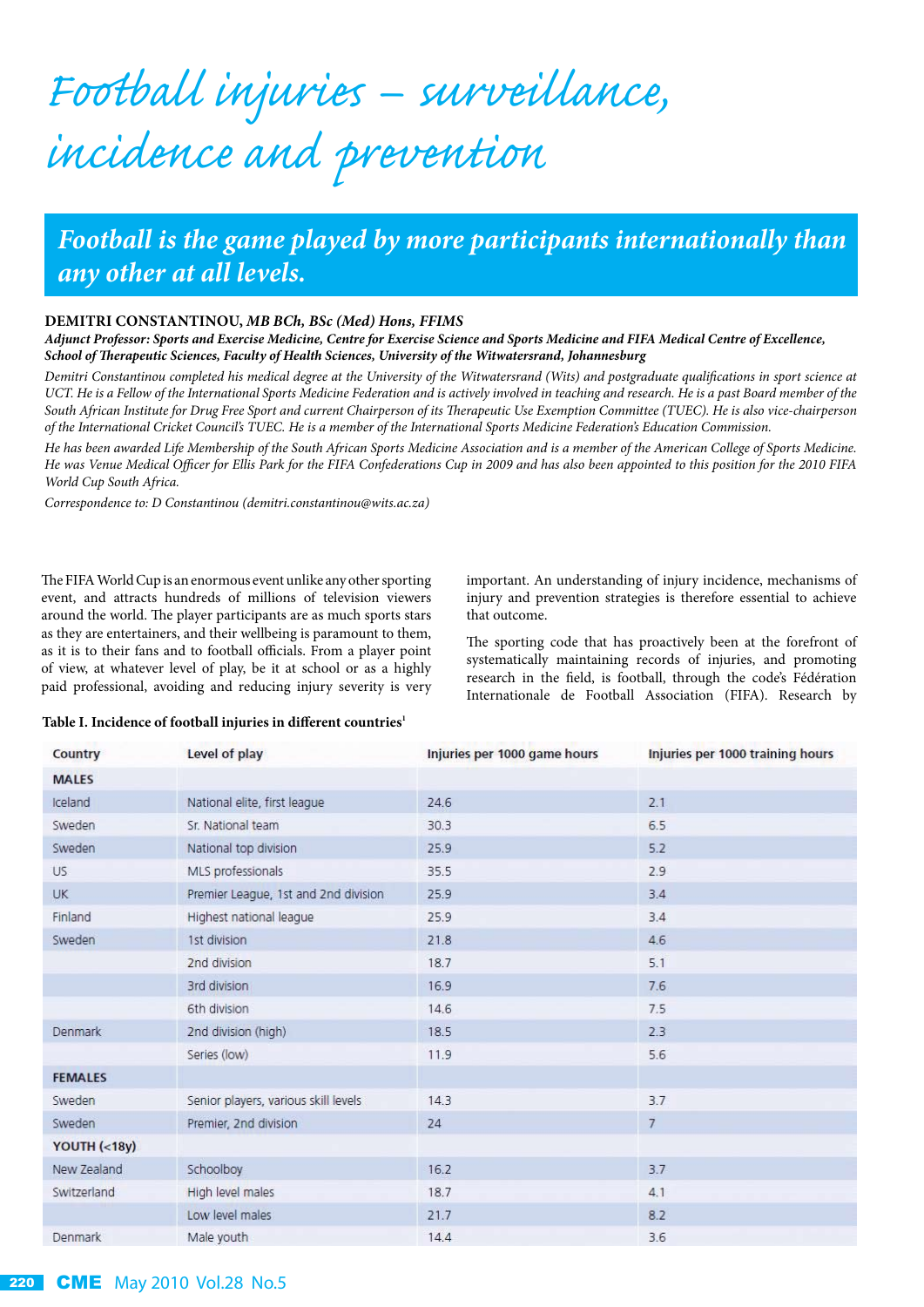# Football injuries – surveillance, incidence and prevention

**Football is the game played by more participants internationally than any other at all levels.**

**DEMITRI CONSTANTINOU,** ***MB BCh, BSc (Med) Hons, FFIMS***

***Adjunct Professor: Sports and Exercise Medicine, Centre for Exercise Science and Sports Medicine and FIFA Medical Centre of Excellence, School of Therapeutic Sciences, Faculty of Health Sciences, University of the Witwatersrand, Johannesburg***

*Demitri Constantinou completed his medical degree at the University of the Witwatersrand (Wits) and postgraduate qualifications in sport science at UCT. He is a Fellow of the International Sports Medicine Federation and is actively involved in teaching and research. He is a past Board member of the South African Institute for Drug Free Sport and current Chairperson of its Therapeutic Use Exemption Committee (TUEC). He is also vice-chairperson of the International Cricket Council's TUEC. He is a member of the International Sports Medicine Federation's Education Commission.*

*He has been awarded Life Membership of the South African Sports Medicine Association and is a member of the American College of Sports Medicine. He was Venue Medical Officer for Ellis Park for the FIFA Confederations Cup in 2009 and has also been appointed to this position for the 2010 FIFA World Cup South Africa.*

*Correspondence to: D Constantinou (demitri.constantinou@wits.ac.za)*

The FIFA World Cup is an enormous event unlike any other sporting event, and attracts hundreds of millions of television viewers around the world. The player participants are as much sports stars as they are entertainers, and their wellbeing is paramount to them, as it is to their fans and to football officials. From a player point of view, at whatever level of play, be it at school or as a highly paid professional, avoiding and reducing injury severity is very important. An understanding of injury incidence, mechanisms of injury and prevention strategies is therefore essential to achieve that outcome.

The sporting code that has proactively been at the forefront of systematically maintaining records of injuries, and promoting research in the field, is football, through the code's Fédération Internationale de Football Association (FIFA). Research by

**Table I. Incidence of football injuries in different countries[1]**

| Country | Level of play | Injuries per 1000 game hours | Injuries per 1000 training hours |
|---|---|---|---|
| **MALES** | | | |
| Iceland | National elite, first league | 24.6 | 2.1 |
| Sweden | Sr. National team | 30.3 | 6.5 |
| Sweden | National top division | 25.9 | 5.2 |
| US | MLS professionals | 35.5 | 2.9 |
| UK | Premier League, 1st and 2nd division | 25.9 | 3.4 |
| Finland | Highest national league | 25.9 | 3.4 |
| Sweden | 1st division | 21.8 | 4.6 |
| | 2nd division | 18.7 | 5.1 |
| | 3rd division | 16.9 | 7.6 |
| | 6th division | 14.6 | 7.5 |
| Denmark | 2nd division (high) | 18.5 | 2.3 |
| | Series (low) | 11.9 | 5.6 |
| **FEMALES** | | | |
| Sweden | Senior players, various skill levels | 14.3 | 3.7 |
| Sweden | Premier, 2nd division | 24 | 7 |
| **YOUTH (<18y)** | | | |
| New Zealand | Schoolboy | 16.2 | 3.7 |
| Switzerland | High level males | 18.7 | 4.1 |
| | Low level males | 21.7 | 8.2 |
| Denmark | Male youth | 14.4 | 3.6 |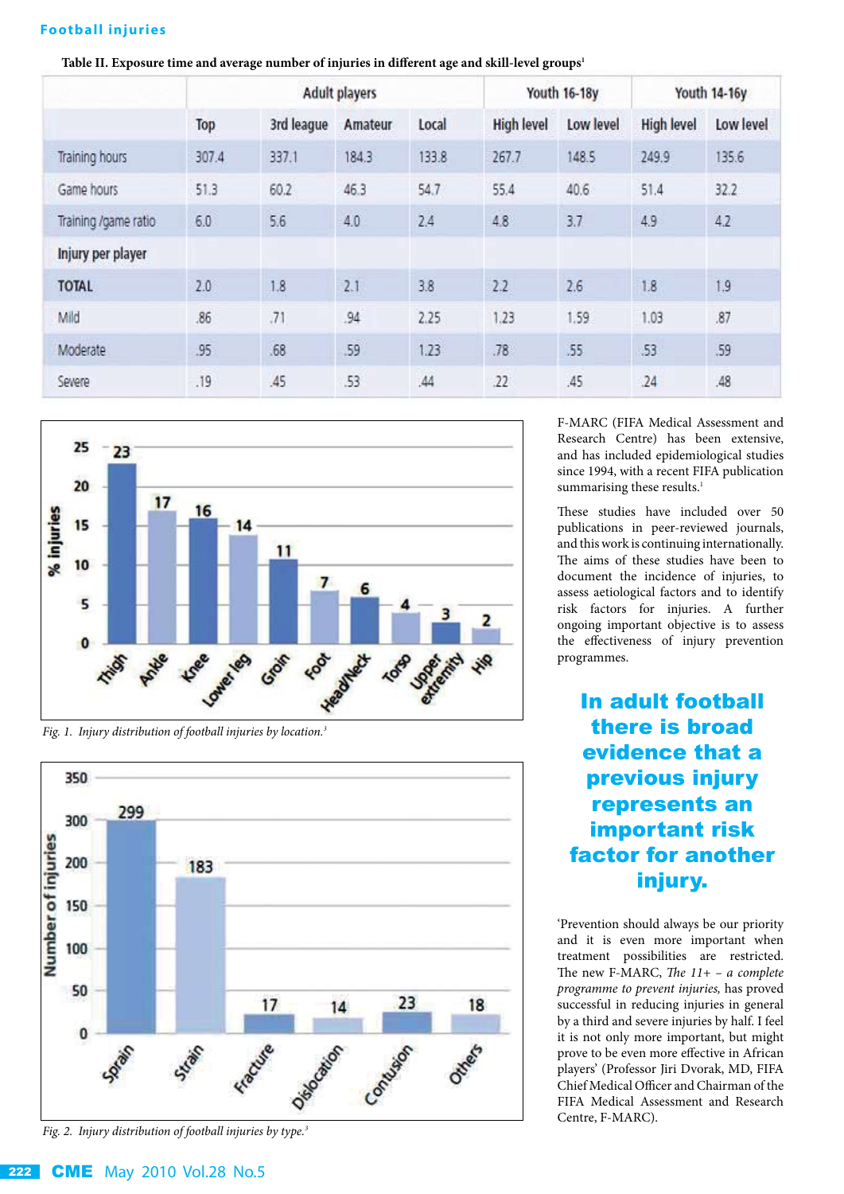**Table II. Exposure time and average number of injuries in different age and skill-level groups**[1]

| | Adult players | | | | Youth 16-18y | | Youth 14-16y | |
|---|---|---|---|---|---|---|---|---|
| | Top | 3rd league | Amateur | Local | High level | Low level | High level | Low level |
| Training hours | 307.4 | 337.1 | 184.3 | 133.8 | 267.7 | 148.5 | 249.9 | 135.6 |
| Game hours | 51.3 | 60.2 | 46.3 | 54.7 | 55.4 | 40.6 | 51.4 | 32.2 |
| Training /game ratio | 6.0 | 5.6 | 4.0 | 2.4 | 4.8 | 3.7 | 4.9 | 4.2 |
| **Injury per player** | | | | | | | | |
| **TOTAL** | 2.0 | 1.8 | 2.1 | 3.8 | 2.2 | 2.6 | 1.8 | 1.9 |
| Mild | .86 | .71 | .94 | 2.25 | 1.23 | 1.59 | 1.03 | .87 |
| Moderate | .95 | .68 | .59 | 1.23 | .78 | .55 | .53 | .59 |
| Severe | .19 | .45 | .53 | .44 | .22 | .45 | .24 | .48 |

| Location | % injuries |
|---|---|
| Thigh | 23 |
| Ankle | 17 |
| Knee | 16 |
| Lower leg | 14 |
| Groin | 11 |
| Foot | 7 |
| Head/Neck | 6 |
| Torso | 4 |
| Upper extremity | 3 |
| Hip | 2 |

*Fig. 1. Injury distribution of football injuries by location.*[3]

| Type | Number of injuries |
|---|---|
| Sprain | 299 |
| Strain | 183 |
| Fracture | 17 |
| Dislocation | 14 |
| Contusion | 23 |
| Others | 18 |

*Fig. 2. Injury distribution of football injuries by type.*[3]

F-MARC (FIFA Medical Assessment and Research Centre) has been extensive, and has included epidemiological studies since 1994, with a recent FIFA publication summarising these results.[1]

These studies have included over 50 publications in peer-reviewed journals, and this work is continuing internationally. The aims of these studies have been to document the incidence of injuries, to assess aetiological factors and to identify risk factors for injuries. A further ongoing important objective is to assess the effectiveness of injury prevention programmes.

**In adult football there is broad evidence that a previous injury represents an important risk factor for another injury.**

'Prevention should always be our priority and it is even more important when treatment possibilities are restricted. The new F-MARC, *The 11+ – a complete programme to prevent injuries,* has proved successful in reducing injuries in general by a third and severe injuries by half. I feel it is not only more important, but might prove to be even more effective in African players' (Professor Jiri Dvorak, MD, FIFA Chief Medical Officer and Chairman of the FIFA Medical Assessment and Research Centre, F-MARC).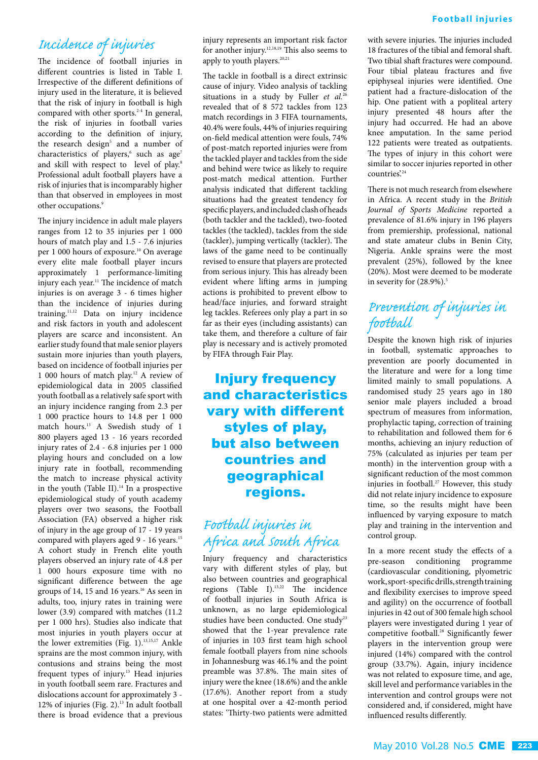## Incidence of injuries

The incidence of football injuries in different countries is listed in Table I. Irrespective of the different definitions of injury used in the literature, it is believed that the risk of injury in football is high compared with other sports.[2-4] In general, the risk of injuries in football varies according to the definition of injury, the research design[5] and a number of characteristics of players,[6] such as age[7] and skill with respect to level of play.[8] Professional adult football players have a risk of injuries that is incomparably higher than that observed in employees in most other occupations.[9]

The injury incidence in adult male players ranges from 12 to 35 injuries per 1 000 hours of match play and 1.5 - 7.6 injuries per 1 000 hours of exposure.[10] On average every elite male football player incurs approximately 1 performance-limiting injury each year.[11] The incidence of match injuries is on average 3 - 6 times higher than the incidence of injuries during training.[11,12] Data on injury incidence and risk factors in youth and adolescent players are scarce and inconsistent. An earlier study found that male senior players sustain more injuries than youth players, based on incidence of football injuries per 1 000 hours of match play.[12] A review of epidemiological data in 2005 classified youth football as a relatively safe sport with an injury incidence ranging from 2.3 per 1 000 practice hours to 14.8 per 1 000 match hours.[13] A Swedish study of 1 800 players aged 13 - 16 years recorded injury rates of 2.4 - 6.8 injuries per 1 000 playing hours and concluded on a low injury rate in football, recommending the match to increase physical activity in the youth (Table II).[14] In a prospective epidemiological study of youth academy players over two seasons, the Football Association (FA) observed a higher risk of injury in the age group of 17 - 19 years compared with players aged 9 - 16 years.[15] A cohort study in French elite youth players observed an injury rate of 4.8 per 1 000 hours exposure time with no significant difference between the age groups of 14, 15 and 16 years.[16] As seen in adults, too, injury rates in training were lower (3.9) compared with matches (11.2 per 1 000 hrs). Studies also indicate that most injuries in youth players occur at the lower extremities (Fig. 1).[13,15,17] Ankle sprains are the most common injury, with contusions and strains being the most frequent types of injury.[13] Head injuries in youth football seem rare. Fractures and dislocations account for approximately 3 - 12% of injuries (Fig. 2).[13] In adult football there is broad evidence that a previous injury represents an important risk factor for another injury.[12,18,19] This also seems to apply to youth players.[20,21]

The tackle in football is a direct extrinsic cause of injury. Video analysis of tackling situations in a study by Fuller *et al.*[26] revealed that of 8 572 tackles from 123 match recordings in 3 FIFA tournaments, 40.4% were fouls, 44% of injuries requiring on-field medical attention were fouls, 74% of post-match reported injuries were from the tackled player and tackles from the side and behind were twice as likely to require post-match medical attention. Further analysis indicated that different tackling situations had the greatest tendency for specific players, and included clash of heads (both tackler and the tackled), two-footed tackles (the tackled), tackles from the side (tackler), jumping vertically (tackler). The laws of the game need to be continually revised to ensure that players are protected from serious injury. This has already been evident where lifting arms in jumping actions is prohibited to prevent elbow to head/face injuries, and forward straight leg tackles. Referees only play a part in so far as their eyes (including assistants) can take them, and therefore a culture of fair play is necessary and is actively promoted by FIFA through Fair Play.

**Injury frequency and characteristics vary with different styles of play, but also between countries and geographical regions.**

## Football injuries in Africa and South Africa

Injury frequency and characteristics vary with different styles of play, but also between countries and geographical regions (Table I).[13,22] The incidence of football injuries in South Africa is unknown, as no large epidemiological studies have been conducted. One study[23] showed that the 1-year prevalence rate of injuries in 103 first team high school female football players from nine schools in Johannesburg was 46.1% and the point preamble was 37.8%. The main sites of injury were the knee (18.6%) and the ankle (17.6%). Another report from a study at one hospital over a 42-month period states: 'Thirty-two patients were admitted with severe injuries. The injuries included 18 fractures of the tibial and femoral shaft. Two tibial shaft fractures were compound. Four tibial plateau fractures and five epiphyseal injuries were identified. One patient had a fracture-dislocation of the hip. One patient with a popliteal artery injury presented 48 hours after the injury had occurred. He had an above knee amputation. In the same period 122 patients were treated as outpatients. The types of injury in this cohort were similar to soccer injuries reported in other countries'.[24]

There is not much research from elsewhere in Africa. A recent study in the *British Journal of Sports Medicine* reported a prevalence of 81.6% injury in 196 players from premiership, professional, national and state amateur clubs in Benin City, Nigeria. Ankle sprains were the most prevalent (25%), followed by the knee (20%). Most were deemed to be moderate in severity for (28.9%).[5]

## Prevention of injuries in football

Despite the known high risk of injuries in football, systematic approaches to prevention are poorly documented in the literature and were for a long time limited mainly to small populations. A randomised study 25 years ago in 180 senior male players included a broad spectrum of measures from information, prophylactic taping, correction of training to rehabilitation and followed them for 6 months, achieving an injury reduction of 75% (calculated as injuries per team per month) in the intervention group with a significant reduction of the most common injuries in football.[27] However, this study did not relate injury incidence to exposure time, so the results might have been influenced by varying exposure to match play and training in the intervention and control group.

In a more recent study the effects of a pre-season conditioning programme (cardiovascular conditioning, plyometric work, sport-specific drills, strength training and flexibility exercises to improve speed and agility) on the occurrence of football injuries in 42 out of 300 female high school players were investigated during 1 year of competitive football.[28] Significantly fewer players in the intervention group were injured (14%) compared with the control group (33.7%). Again, injury incidence was not related to exposure time, and age, skill level and performance variables in the intervention and control groups were not considered and, if considered, might have influenced results differently.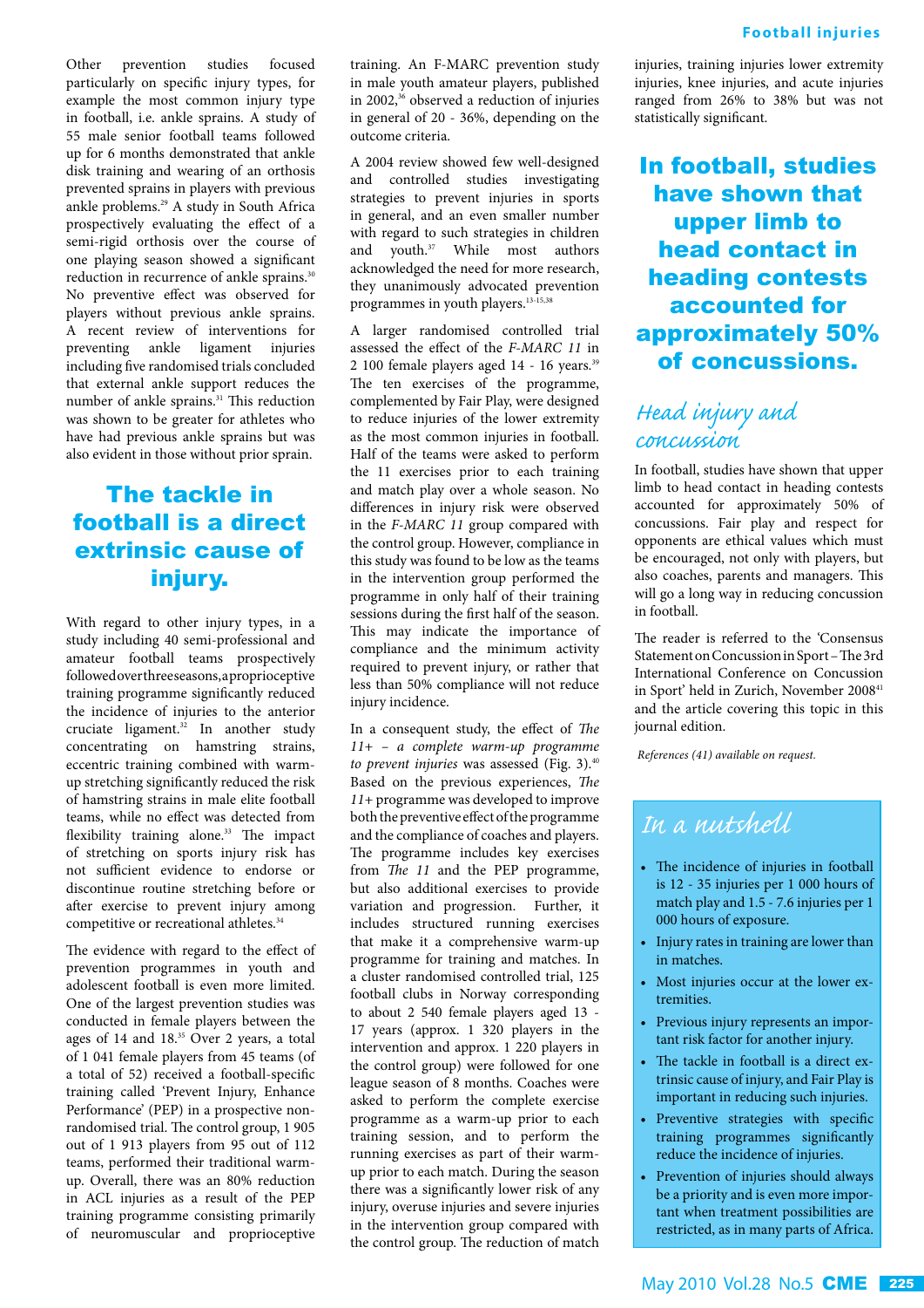Other prevention studies focused particularly on specific injury types, for example the most common injury type in football, i.e. ankle sprains. A study of 55 male senior football teams followed up for 6 months demonstrated that ankle disk training and wearing of an orthosis prevented sprains in players with previous ankle problems.[29] A study in South Africa prospectively evaluating the effect of a semi-rigid orthosis over the course of one playing season showed a significant reduction in recurrence of ankle sprains.[30] No preventive effect was observed for players without previous ankle sprains. A recent review of interventions for preventing ankle ligament injuries including five randomised trials concluded that external ankle support reduces the number of ankle sprains.[31] This reduction was shown to be greater for athletes who have had previous ankle sprains but was also evident in those without prior sprain.

**The tackle in football is a direct extrinsic cause of injury.**

With regard to other injury types, in a study including 40 semi-professional and amateur football teams prospectively followed over three seasons, a proprioceptive training programme significantly reduced the incidence of injuries to the anterior cruciate ligament.[32] In another study concentrating on hamstring strains, eccentric training combined with warm-up stretching significantly reduced the risk of hamstring strains in male elite football teams, while no effect was detected from flexibility training alone.[33] The impact of stretching on sports injury risk has not sufficient evidence to endorse or discontinue routine stretching before or after exercise to prevent injury among competitive or recreational athletes.[34]

The evidence with regard to the effect of prevention programmes in youth and adolescent football is even more limited. One of the largest prevention studies was conducted in female players between the ages of 14 and 18.[35] Over 2 years, a total of 1 041 female players from 45 teams (of a total of 52) received a football-specific training called 'Prevent Injury, Enhance Performance' (PEP) in a prospective non-randomised trial. The control group, 1 905 out of 1 913 players from 95 out of 112 teams, performed their traditional warm-up. Overall, there was an 80% reduction in ACL injuries as a result of the PEP training programme consisting primarily of neuromuscular and proprioceptive training. An F-MARC prevention study in male youth amateur players, published in 2002,[36] observed a reduction of injuries in general of 20 - 36%, depending on the outcome criteria.

A 2004 review showed few well-designed and controlled studies investigating strategies to prevent injuries in sports in general, and an even smaller number with regard to such strategies in children and youth.[37] While most authors acknowledged the need for more research, they unanimously advocated prevention programmes in youth players.[13-15,38]

A larger randomised controlled trial assessed the effect of the *F-MARC 11* in 2 100 female players aged 14 - 16 years.[39] The ten exercises of the programme, complemented by Fair Play, were designed to reduce injuries of the lower extremity as the most common injuries in football. Half of the teams were asked to perform the 11 exercises prior to each training and match play over a whole season. No differences in injury risk were observed in the *F-MARC 11* group compared with the control group. However, compliance in this study was found to be low as the teams in the intervention group performed the programme in only half of their training sessions during the first half of the season. This may indicate the importance of compliance and the minimum activity required to prevent injury, or rather that less than 50% compliance will not reduce injury incidence.

In a consequent study, the effect of *The 11+ – a complete warm-up programme to prevent injuries* was assessed (Fig. 3).[40] Based on the previous experiences, *The 11+* programme was developed to improve both the preventive effect of the programme and the compliance of coaches and players. The programme includes key exercises from *The 11* and the PEP programme, but also additional exercises to provide variation and progression. Further, it includes structured running exercises that make it a comprehensive warm-up programme for training and matches. In a cluster randomised controlled trial, 125 football clubs in Norway corresponding to about 2 540 female players aged 13 - 17 years (approx. 1 320 players in the intervention and approx. 1 220 players in the control group) were followed for one league season of 8 months. Coaches were asked to perform the complete exercise programme as a warm-up prior to each training session, and to perform the running exercises as part of their warm-up prior to each match. During the season there was a significantly lower risk of any injury, overuse injuries and severe injuries in the intervention group compared with the control group. The reduction of match injuries, training injuries lower extremity injuries, knee injuries, and acute injuries ranged from 26% to 38% but was not statistically significant.

**In football, studies have shown that upper limb to head contact in heading contests accounted for approximately 50% of concussions.**

## *Head injury and concussion*

In football, studies have shown that upper limb to head contact in heading contests accounted for approximately 50% of concussions. Fair play and respect for opponents are ethical values which must be encouraged, not only with players, but also coaches, parents and managers. This will go a long way in reducing concussion in football.

The reader is referred to the 'Consensus Statement on Concussion in Sport – The 3rd International Conference on Concussion in Sport' held in Zurich, November 2008[41] and the article covering this topic in this journal edition.

*References (41) available on request.*

## *In a nutshell*

- The incidence of injuries in football is 12 - 35 injuries per 1 000 hours of match play and 1.5 - 7.6 injuries per 1 000 hours of exposure.
- Injury rates in training are lower than in matches.
- Most injuries occur at the lower extremities.
- Previous injury represents an important risk factor for another injury.
- The tackle in football is a direct extrinsic cause of injury, and Fair Play is important in reducing such injuries.
- Preventive strategies with specific training programmes significantly reduce the incidence of injuries.
- Prevention of injuries should always be a priority and is even more important when treatment possibilities are restricted, as in many parts of Africa.